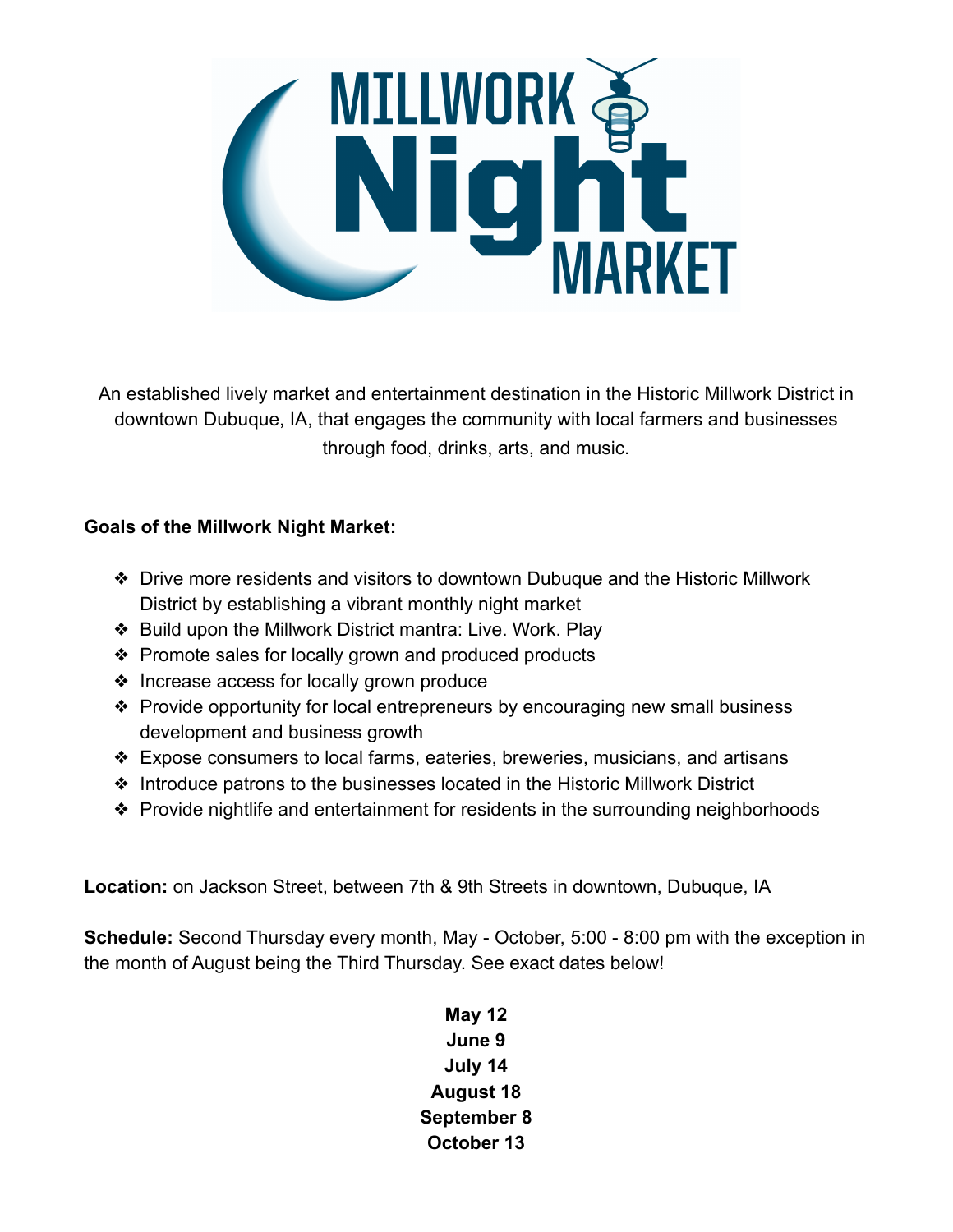# MILLWORK Night MARKET

An established lively market and entertainment destination in the Historic Millwork District in downtown Dubuque, IA, that engages the community with local farmers and businesses through food, drinks, arts, and music.

**Goals of the Millwork Night Market:**

- Drive more residents and visitors to downtown Dubuque and the Historic Millwork District by establishing a vibrant monthly night market
- Build upon the Millwork District mantra: Live. Work. Play
- Promote sales for locally grown and produced products
- Increase access for locally grown produce
- Provide opportunity for local entrepreneurs by encouraging new small business development and business growth
- Expose consumers to local farms, eateries, breweries, musicians, and artisans
- Introduce patrons to the businesses located in the Historic Millwork District
- Provide nightlife and entertainment for residents in the surrounding neighborhoods

**Location:** on Jackson Street, between 7th & 9th Streets in downtown, Dubuque, IA

**Schedule:** Second Thursday every month, May - October, 5:00 - 8:00 pm with the exception in the month of August being the Third Thursday. See exact dates below!

**May 12**
**June 9**
**July 14**
**August 18**
**September 8**
**October 13**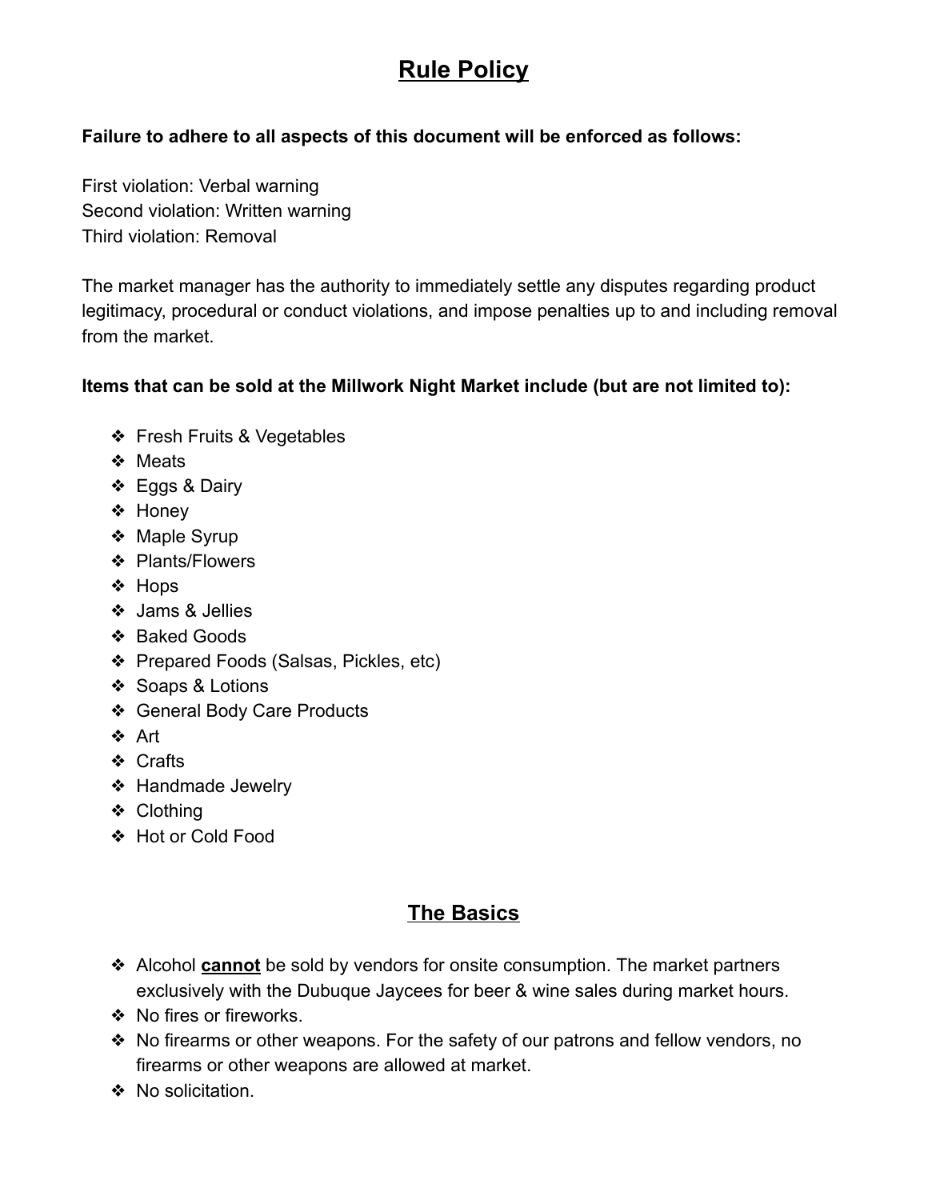## Rule Policy

**Failure to adhere to all aspects of this document will be enforced as follows:**

First violation: Verbal warning
Second violation: Written warning
Third violation: Removal

The market manager has the authority to immediately settle any disputes regarding product legitimacy, procedural or conduct violations, and impose penalties up to and including removal from the market.

**Items that can be sold at the Millwork Night Market include (but are not limited to):**

- Fresh Fruits & Vegetables
- Meats
- Eggs & Dairy
- Honey
- Maple Syrup
- Plants/Flowers
- Hops
- Jams & Jellies
- Baked Goods
- Prepared Foods (Salsas, Pickles, etc)
- Soaps & Lotions
- General Body Care Products
- Art
- Crafts
- Handmade Jewelry
- Clothing
- Hot or Cold Food

## The Basics

- Alcohol **cannot** be sold by vendors for onsite consumption. The market partners exclusively with the Dubuque Jaycees for beer & wine sales during market hours.
- No fires or fireworks.
- No firearms or other weapons. For the safety of our patrons and fellow vendors, no firearms or other weapons are allowed at market.
- No solicitation.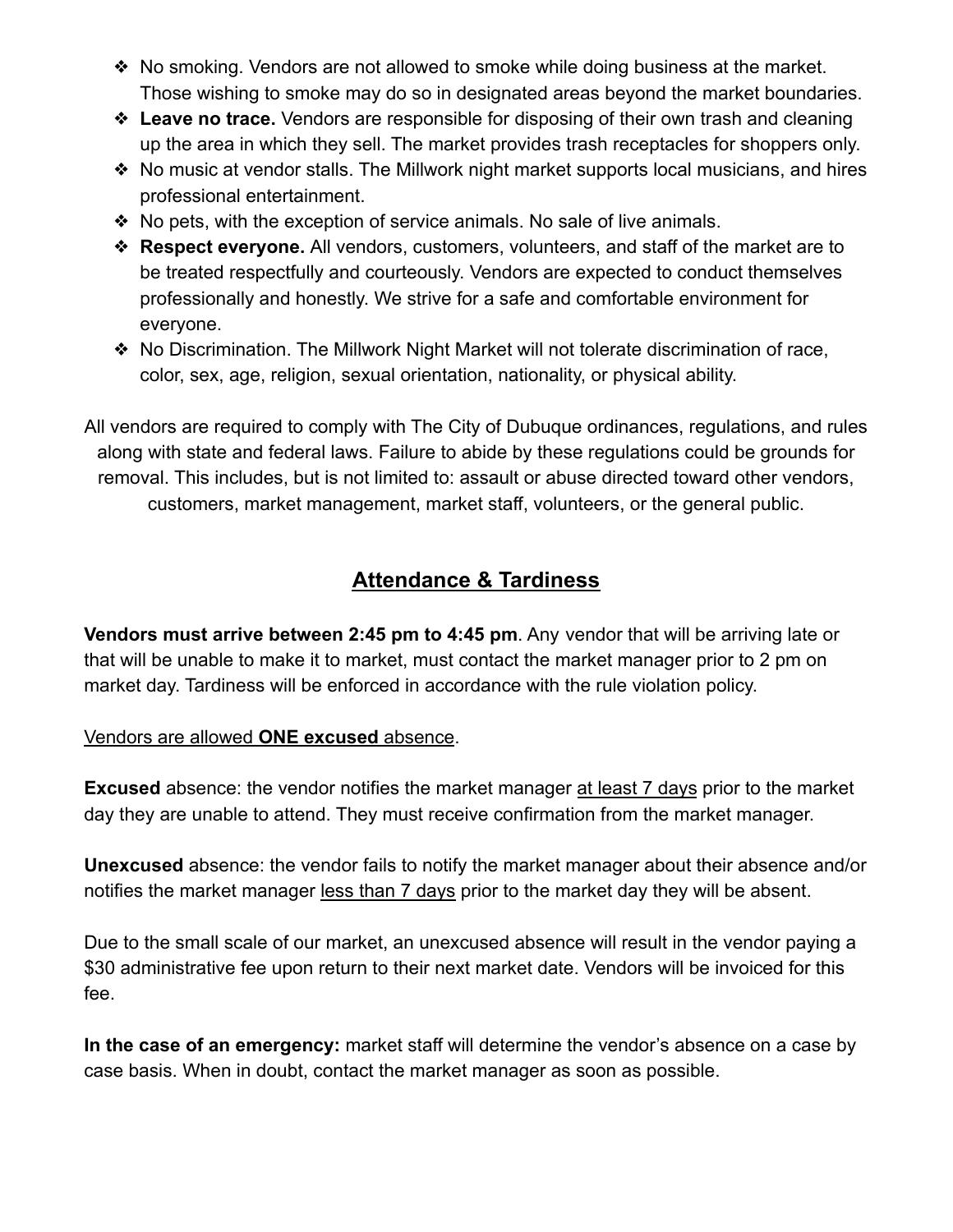- No smoking. Vendors are not allowed to smoke while doing business at the market. Those wishing to smoke may do so in designated areas beyond the market boundaries.
- **Leave no trace.** Vendors are responsible for disposing of their own trash and cleaning up the area in which they sell. The market provides trash receptacles for shoppers only.
- No music at vendor stalls. The Millwork night market supports local musicians, and hires professional entertainment.
- No pets, with the exception of service animals. No sale of live animals.
- **Respect everyone.** All vendors, customers, volunteers, and staff of the market are to be treated respectfully and courteously. Vendors are expected to conduct themselves professionally and honestly. We strive for a safe and comfortable environment for everyone.
- No Discrimination. The Millwork Night Market will not tolerate discrimination of race, color, sex, age, religion, sexual orientation, nationality, or physical ability.

All vendors are required to comply with The City of Dubuque ordinances, regulations, and rules along with state and federal laws. Failure to abide by these regulations could be grounds for removal. This includes, but is not limited to: assault or abuse directed toward other vendors, customers, market management, market staff, volunteers, or the general public.

## Attendance & Tardiness

**Vendors must arrive between 2:45 pm to 4:45 pm**. Any vendor that will be arriving late or that will be unable to make it to market, must contact the market manager prior to 2 pm on market day. Tardiness will be enforced in accordance with the rule violation policy.

Vendors are allowed **ONE excused** absence.

**Excused** absence: the vendor notifies the market manager at least 7 days prior to the market day they are unable to attend. They must receive confirmation from the market manager.

**Unexcused** absence: the vendor fails to notify the market manager about their absence and/or notifies the market manager less than 7 days prior to the market day they will be absent.

Due to the small scale of our market, an unexcused absence will result in the vendor paying a $30 administrative fee upon return to their next market date. Vendors will be invoiced for this fee.

**In the case of an emergency:** market staff will determine the vendor's absence on a case by case basis. When in doubt, contact the market manager as soon as possible.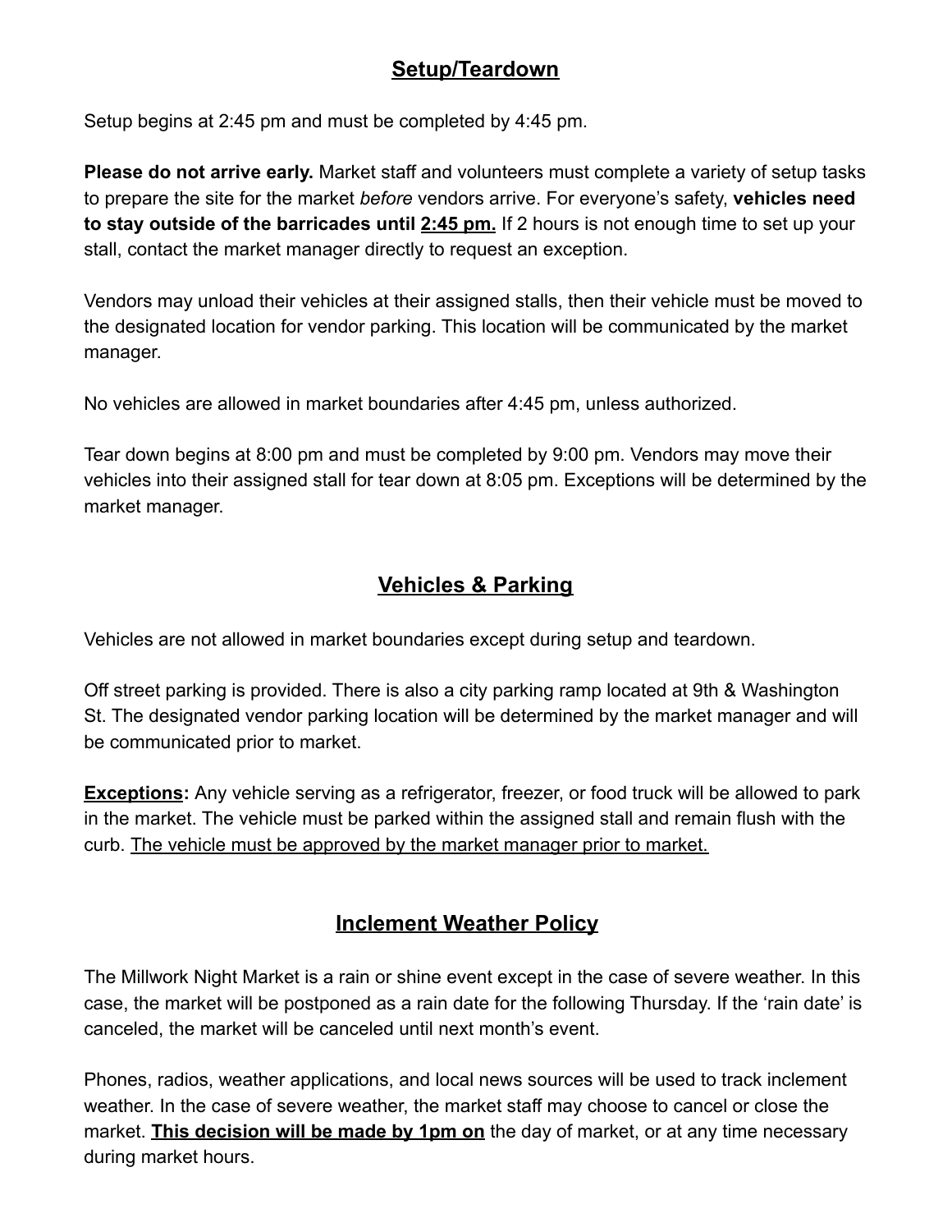## Setup/Teardown

Setup begins at 2:45 pm and must be completed by 4:45 pm.

**Please do not arrive early.** Market staff and volunteers must complete a variety of setup tasks to prepare the site for the market *before* vendors arrive. For everyone's safety, **vehicles need to stay outside of the barricades until 2:45 pm.** If 2 hours is not enough time to set up your stall, contact the market manager directly to request an exception.

Vendors may unload their vehicles at their assigned stalls, then their vehicle must be moved to the designated location for vendor parking. This location will be communicated by the market manager.

No vehicles are allowed in market boundaries after 4:45 pm, unless authorized.

Tear down begins at 8:00 pm and must be completed by 9:00 pm. Vendors may move their vehicles into their assigned stall for tear down at 8:05 pm. Exceptions will be determined by the market manager.

## Vehicles & Parking

Vehicles are not allowed in market boundaries except during setup and teardown.

Off street parking is provided. There is also a city parking ramp located at 9th & Washington St. The designated vendor parking location will be determined by the market manager and will be communicated prior to market.

**Exceptions:** Any vehicle serving as a refrigerator, freezer, or food truck will be allowed to park in the market. The vehicle must be parked within the assigned stall and remain flush with the curb. The vehicle must be approved by the market manager prior to market.

## Inclement Weather Policy

The Millwork Night Market is a rain or shine event except in the case of severe weather. In this case, the market will be postponed as a rain date for the following Thursday. If the 'rain date' is canceled, the market will be canceled until next month's event.

Phones, radios, weather applications, and local news sources will be used to track inclement weather. In the case of severe weather, the market staff may choose to cancel or close the market. **This decision will be made by 1pm on** the day of market, or at any time necessary during market hours.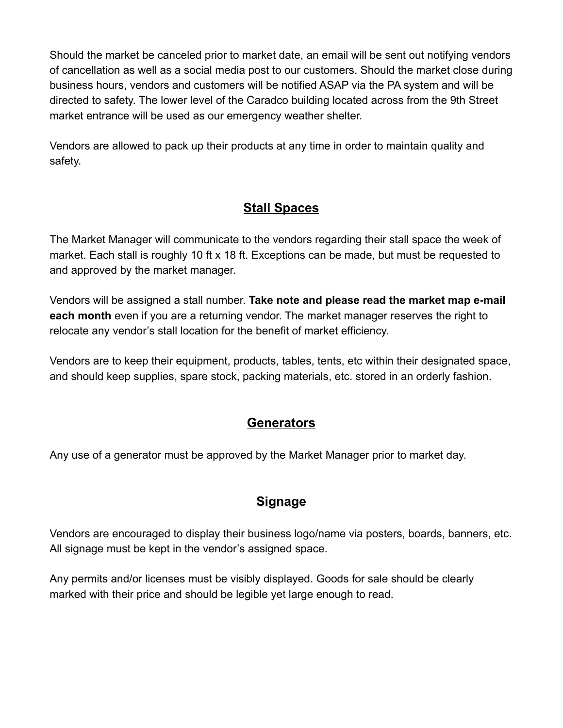Should the market be canceled prior to market date, an email will be sent out notifying vendors of cancellation as well as a social media post to our customers. Should the market close during business hours, vendors and customers will be notified ASAP via the PA system and will be directed to safety. The lower level of the Caradco building located across from the 9th Street market entrance will be used as our emergency weather shelter.

Vendors are allowed to pack up their products at any time in order to maintain quality and safety.

## Stall Spaces

The Market Manager will communicate to the vendors regarding their stall space the week of market. Each stall is roughly 10 ft x 18 ft. Exceptions can be made, but must be requested to and approved by the market manager.

Vendors will be assigned a stall number. **Take note and please read the market map e-mail each month** even if you are a returning vendor. The market manager reserves the right to relocate any vendor's stall location for the benefit of market efficiency.

Vendors are to keep their equipment, products, tables, tents, etc within their designated space, and should keep supplies, spare stock, packing materials, etc. stored in an orderly fashion.

## Generators

Any use of a generator must be approved by the Market Manager prior to market day.

## Signage

Vendors are encouraged to display their business logo/name via posters, boards, banners, etc. All signage must be kept in the vendor's assigned space.

Any permits and/or licenses must be visibly displayed. Goods for sale should be clearly marked with their price and should be legible yet large enough to read.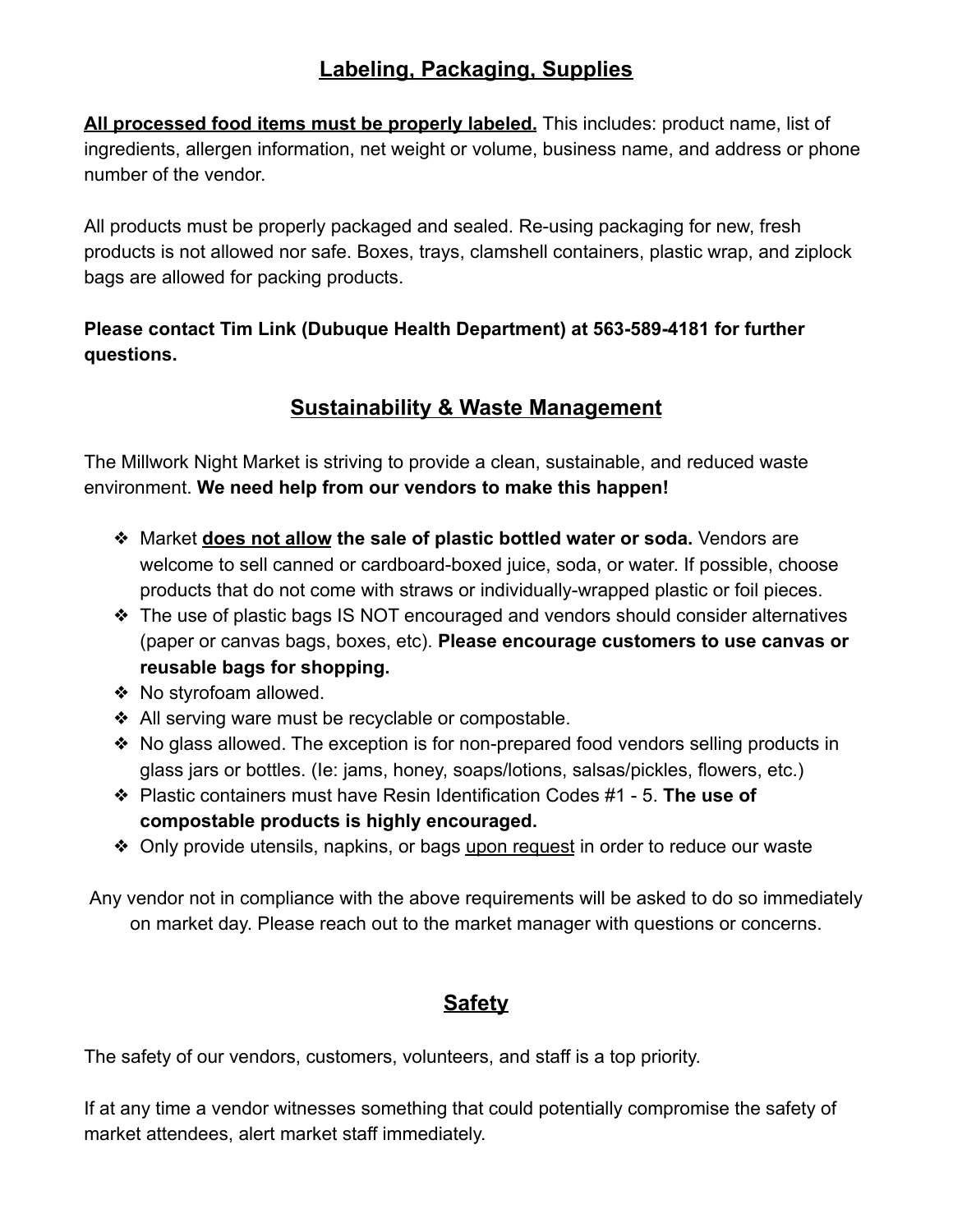## Labeling, Packaging, Supplies

**All processed food items must be properly labeled.** This includes: product name, list of ingredients, allergen information, net weight or volume, business name, and address or phone number of the vendor.

All products must be properly packaged and sealed. Re-using packaging for new, fresh products is not allowed nor safe. Boxes, trays, clamshell containers, plastic wrap, and ziplock bags are allowed for packing products.

**Please contact Tim Link (Dubuque Health Department) at 563-589-4181 for further questions.**

## Sustainability & Waste Management

The Millwork Night Market is striving to provide a clean, sustainable, and reduced waste environment. **We need help from our vendors to make this happen!**

- Market **does not allow the sale of plastic bottled water or soda.** Vendors are welcome to sell canned or cardboard-boxed juice, soda, or water. If possible, choose products that do not come with straws or individually-wrapped plastic or foil pieces.
- The use of plastic bags IS NOT encouraged and vendors should consider alternatives (paper or canvas bags, boxes, etc). **Please encourage customers to use canvas or reusable bags for shopping.**
- No styrofoam allowed.
- All serving ware must be recyclable or compostable.
- No glass allowed. The exception is for non-prepared food vendors selling products in glass jars or bottles. (Ie: jams, honey, soaps/lotions, salsas/pickles, flowers, etc.)
- Plastic containers must have Resin Identification Codes #1 - 5. **The use of compostable products is highly encouraged.**
- Only provide utensils, napkins, or bags upon request in order to reduce our waste

Any vendor not in compliance with the above requirements will be asked to do so immediately on market day. Please reach out to the market manager with questions or concerns.

## Safety

The safety of our vendors, customers, volunteers, and staff is a top priority.

If at any time a vendor witnesses something that could potentially compromise the safety of market attendees, alert market staff immediately.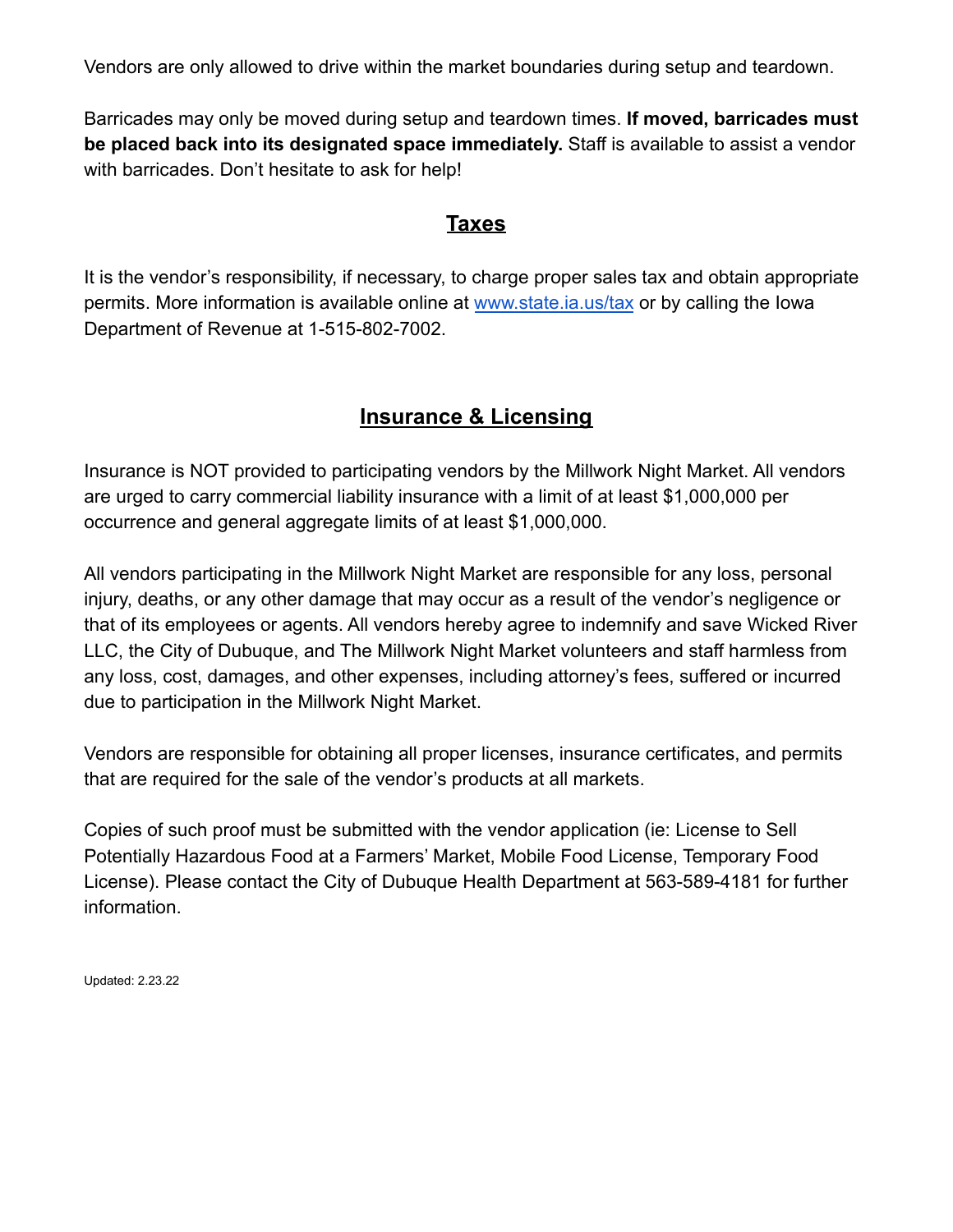Vendors are only allowed to drive within the market boundaries during setup and teardown.

Barricades may only be moved during setup and teardown times. **If moved, barricades must be placed back into its designated space immediately.** Staff is available to assist a vendor with barricades. Don't hesitate to ask for help!

## Taxes

It is the vendor's responsibility, if necessary, to charge proper sales tax and obtain appropriate permits. More information is available online at [www.state.ia.us/tax](www.state.ia.us/tax) or by calling the Iowa Department of Revenue at 1-515-802-7002.

## Insurance & Licensing

Insurance is NOT provided to participating vendors by the Millwork Night Market. All vendors are urged to carry commercial liability insurance with a limit of at least $1,000,000 per occurrence and general aggregate limits of at least $1,000,000.

All vendors participating in the Millwork Night Market are responsible for any loss, personal injury, deaths, or any other damage that may occur as a result of the vendor's negligence or that of its employees or agents. All vendors hereby agree to indemnify and save Wicked River LLC, the City of Dubuque, and The Millwork Night Market volunteers and staff harmless from any loss, cost, damages, and other expenses, including attorney's fees, suffered or incurred due to participation in the Millwork Night Market.

Vendors are responsible for obtaining all proper licenses, insurance certificates, and permits that are required for the sale of the vendor's products at all markets.

Copies of such proof must be submitted with the vendor application (ie: License to Sell Potentially Hazardous Food at a Farmers' Market, Mobile Food License, Temporary Food License). Please contact the City of Dubuque Health Department at 563-589-4181 for further information.

Updated: 2.23.22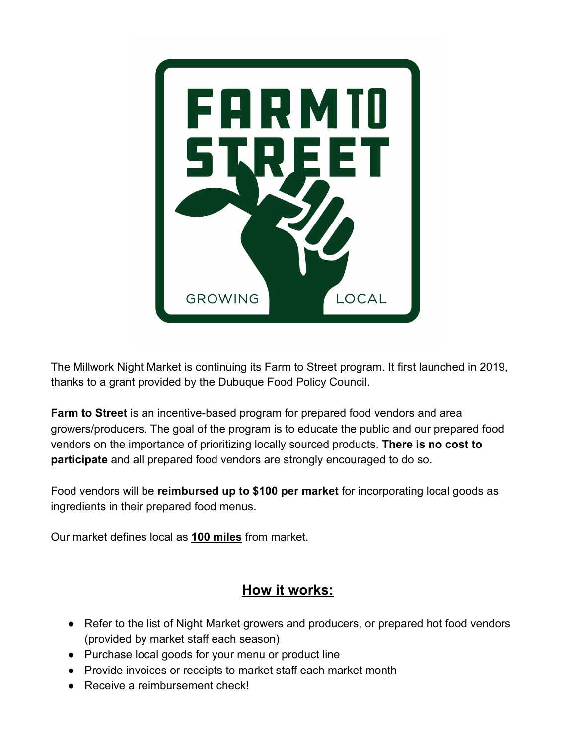The Millwork Night Market is continuing its Farm to Street program. It first launched in 2019, thanks to a grant provided by the Dubuque Food Policy Council.

**Farm to Street** is an incentive-based program for prepared food vendors and area growers/producers. The goal of the program is to educate the public and our prepared food vendors on the importance of prioritizing locally sourced products. **There is no cost to participate** and all prepared food vendors are strongly encouraged to do so.

Food vendors will be **reimbursed up to $100 per market** for incorporating local goods as ingredients in their prepared food menus.

Our market defines local as **100 miles** from market.

## How it works:

- Refer to the list of Night Market growers and producers, or prepared hot food vendors (provided by market staff each season)
- Purchase local goods for your menu or product line
- Provide invoices or receipts to market staff each market month
- Receive a reimbursement check!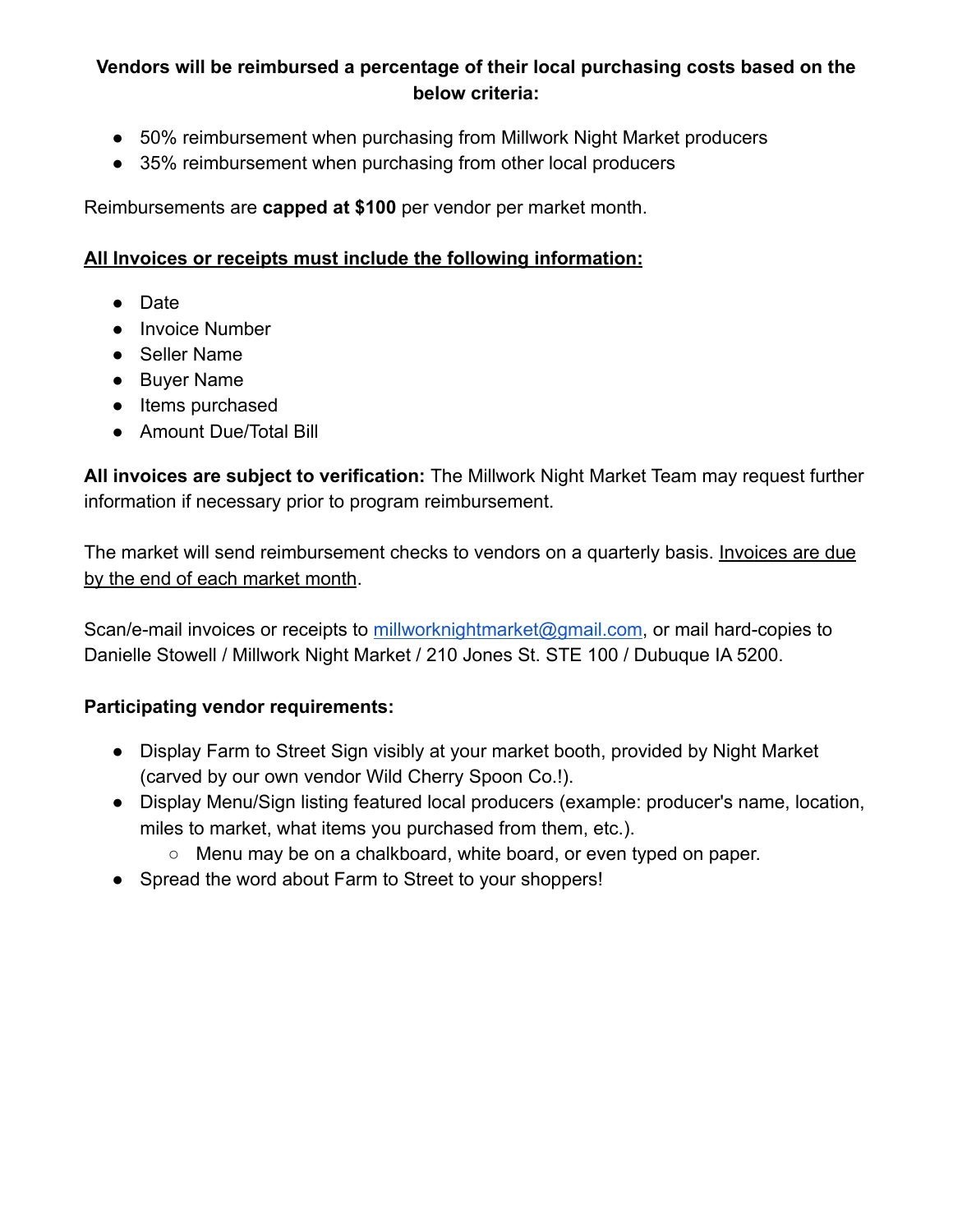**Vendors will be reimbursed a percentage of their local purchasing costs based on the below criteria:**

- 50% reimbursement when purchasing from Millwork Night Market producers
- 35% reimbursement when purchasing from other local producers

Reimbursements are **capped at $100** per vendor per market month.

**All Invoices or receipts must include the following information:**

- Date
- Invoice Number
- Seller Name
- Buyer Name
- Items purchased
- Amount Due/Total Bill

**All invoices are subject to verification:** The Millwork Night Market Team may request further information if necessary prior to program reimbursement.

The market will send reimbursement checks to vendors on a quarterly basis. Invoices are due by the end of each market month.

Scan/e-mail invoices or receipts to millworknightmarket@gmail.com, or mail hard-copies to Danielle Stowell / Millwork Night Market / 210 Jones St. STE 100 / Dubuque IA 5200.

**Participating vendor requirements:**

- Display Farm to Street Sign visibly at your market booth, provided by Night Market (carved by our own vendor Wild Cherry Spoon Co.!).
- Display Menu/Sign listing featured local producers (example: producer's name, location, miles to market, what items you purchased from them, etc.).
  - Menu may be on a chalkboard, white board, or even typed on paper.
- Spread the word about Farm to Street to your shoppers!